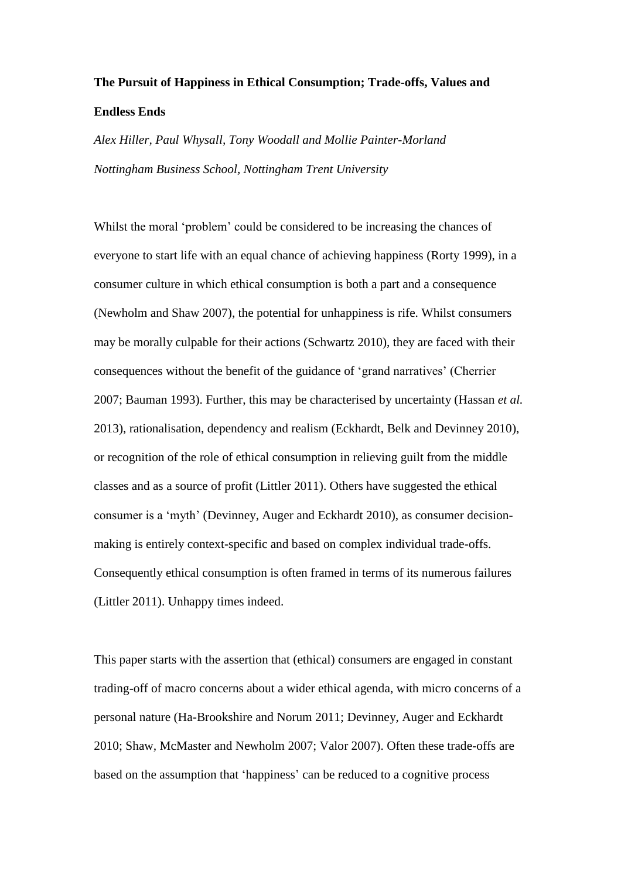**The Pursuit of Happiness in Ethical Consumption; Trade-offs, Values and Endless Ends**

*Alex Hiller, Paul Whysall, Tony Woodall and Mollie Painter-Morland*

*Nottingham Business School, Nottingham Trent University*

Whilst the moral 'problem' could be considered to be increasing the chances of everyone to start life with an equal chance of achieving happiness (Rorty 1999), in a consumer culture in which ethical consumption is both a part and a consequence (Newholm and Shaw 2007), the potential for unhappiness is rife. Whilst consumers may be morally culpable for their actions (Schwartz 2010), they are faced with their consequences without the benefit of the guidance of 'grand narratives' (Cherrier 2007; Bauman 1993). Further, this may be characterised by uncertainty (Hassan *et al.* 2013), rationalisation, dependency and realism (Eckhardt, Belk and Devinney 2010), or recognition of the role of ethical consumption in relieving guilt from the middle classes and as a source of profit (Littler 2011). Others have suggested the ethical consumer is a 'myth' (Devinney, Auger and Eckhardt 2010), as consumer decision-making is entirely context-specific and based on complex individual trade-offs. Consequently ethical consumption is often framed in terms of its numerous failures (Littler 2011). Unhappy times indeed.

This paper starts with the assertion that (ethical) consumers are engaged in constant trading-off of macro concerns about a wider ethical agenda, with micro concerns of a personal nature (Ha-Brookshire and Norum 2011; Devinney, Auger and Eckhardt 2010; Shaw, McMaster and Newholm 2007; Valor 2007). Often these trade-offs are based on the assumption that 'happiness' can be reduced to a cognitive process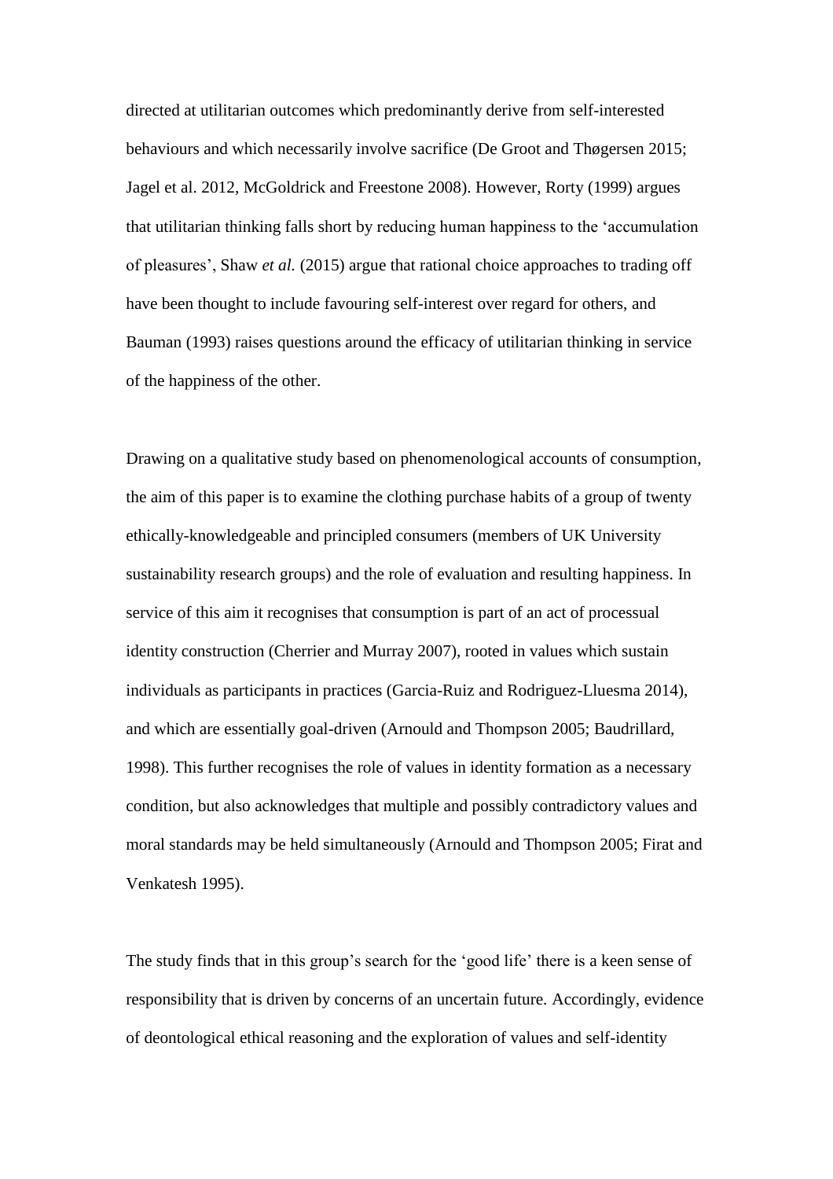directed at utilitarian outcomes which predominantly derive from self-interested behaviours and which necessarily involve sacrifice (De Groot and Thøgersen 2015; Jagel et al. 2012, McGoldrick and Freestone 2008). However, Rorty (1999) argues that utilitarian thinking falls short by reducing human happiness to the 'accumulation of pleasures', Shaw *et al.* (2015) argue that rational choice approaches to trading off have been thought to include favouring self-interest over regard for others, and Bauman (1993) raises questions around the efficacy of utilitarian thinking in service of the happiness of the other.

Drawing on a qualitative study based on phenomenological accounts of consumption, the aim of this paper is to examine the clothing purchase habits of a group of twenty ethically-knowledgeable and principled consumers (members of UK University sustainability research groups) and the role of evaluation and resulting happiness. In service of this aim it recognises that consumption is part of an act of processual identity construction (Cherrier and Murray 2007), rooted in values which sustain individuals as participants in practices (Garcia-Ruiz and Rodriguez-Lluesma 2014), and which are essentially goal-driven (Arnould and Thompson 2005; Baudrillard, 1998). This further recognises the role of values in identity formation as a necessary condition, but also acknowledges that multiple and possibly contradictory values and moral standards may be held simultaneously (Arnould and Thompson 2005; Firat and Venkatesh 1995).

The study finds that in this group's search for the 'good life' there is a keen sense of responsibility that is driven by concerns of an uncertain future. Accordingly, evidence of deontological ethical reasoning and the exploration of values and self-identity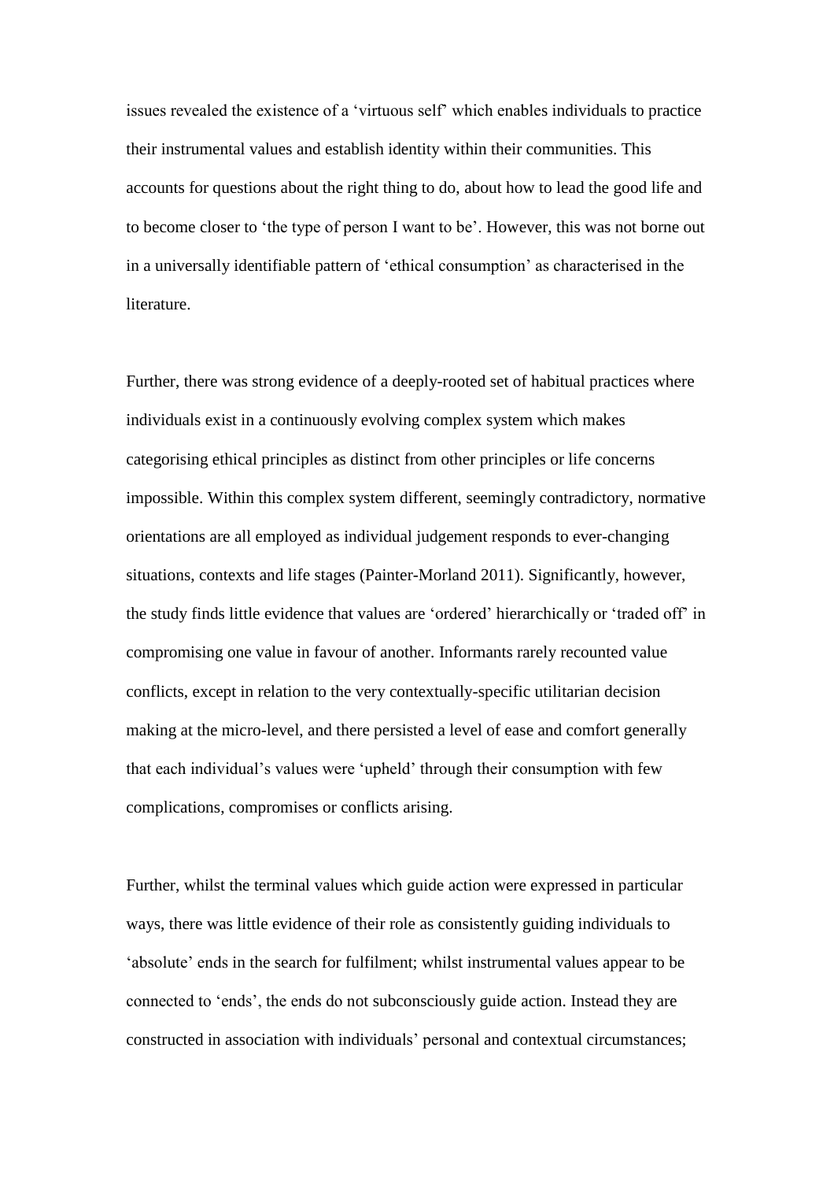issues revealed the existence of a 'virtuous self' which enables individuals to practice their instrumental values and establish identity within their communities. This accounts for questions about the right thing to do, about how to lead the good life and to become closer to 'the type of person I want to be'. However, this was not borne out in a universally identifiable pattern of 'ethical consumption' as characterised in the literature.

Further, there was strong evidence of a deeply-rooted set of habitual practices where individuals exist in a continuously evolving complex system which makes categorising ethical principles as distinct from other principles or life concerns impossible. Within this complex system different, seemingly contradictory, normative orientations are all employed as individual judgement responds to ever-changing situations, contexts and life stages (Painter-Morland 2011). Significantly, however, the study finds little evidence that values are 'ordered' hierarchically or 'traded off' in compromising one value in favour of another. Informants rarely recounted value conflicts, except in relation to the very contextually-specific utilitarian decision making at the micro-level, and there persisted a level of ease and comfort generally that each individual's values were 'upheld' through their consumption with few complications, compromises or conflicts arising.

Further, whilst the terminal values which guide action were expressed in particular ways, there was little evidence of their role as consistently guiding individuals to 'absolute' ends in the search for fulfilment; whilst instrumental values appear to be connected to 'ends', the ends do not subconsciously guide action. Instead they are constructed in association with individuals' personal and contextual circumstances;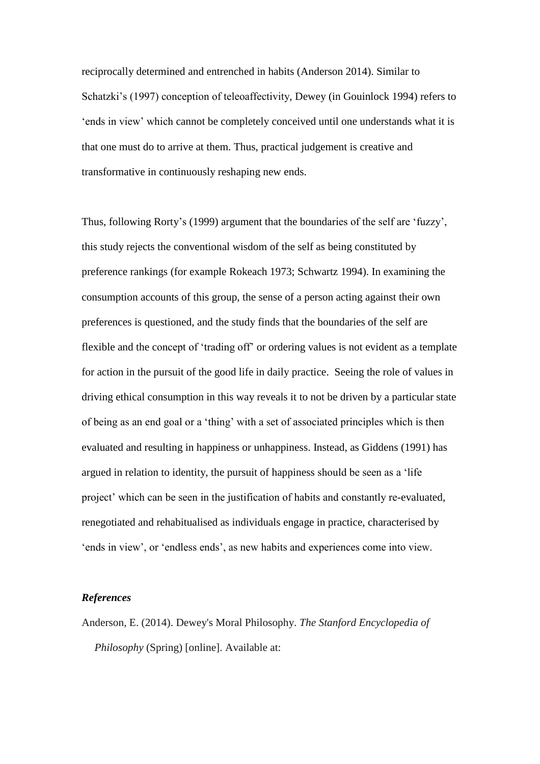reciprocally determined and entrenched in habits (Anderson 2014). Similar to Schatzki's (1997) conception of teleoaffectivity, Dewey (in Gouinlock 1994) refers to 'ends in view' which cannot be completely conceived until one understands what it is that one must do to arrive at them. Thus, practical judgement is creative and transformative in continuously reshaping new ends.

Thus, following Rorty's (1999) argument that the boundaries of the self are 'fuzzy', this study rejects the conventional wisdom of the self as being constituted by preference rankings (for example Rokeach 1973; Schwartz 1994). In examining the consumption accounts of this group, the sense of a person acting against their own preferences is questioned, and the study finds that the boundaries of the self are flexible and the concept of 'trading off' or ordering values is not evident as a template for action in the pursuit of the good life in daily practice. Seeing the role of values in driving ethical consumption in this way reveals it to not be driven by a particular state of being as an end goal or a 'thing' with a set of associated principles which is then evaluated and resulting in happiness or unhappiness. Instead, as Giddens (1991) has argued in relation to identity, the pursuit of happiness should be seen as a 'life project' which can be seen in the justification of habits and constantly re-evaluated, renegotiated and rehabitualised as individuals engage in practice, characterised by 'ends in view', or 'endless ends', as new habits and experiences come into view.

### *References*

Anderson, E. (2014). Dewey's Moral Philosophy. *The Stanford Encyclopedia of Philosophy* (Spring) [online]. Available at: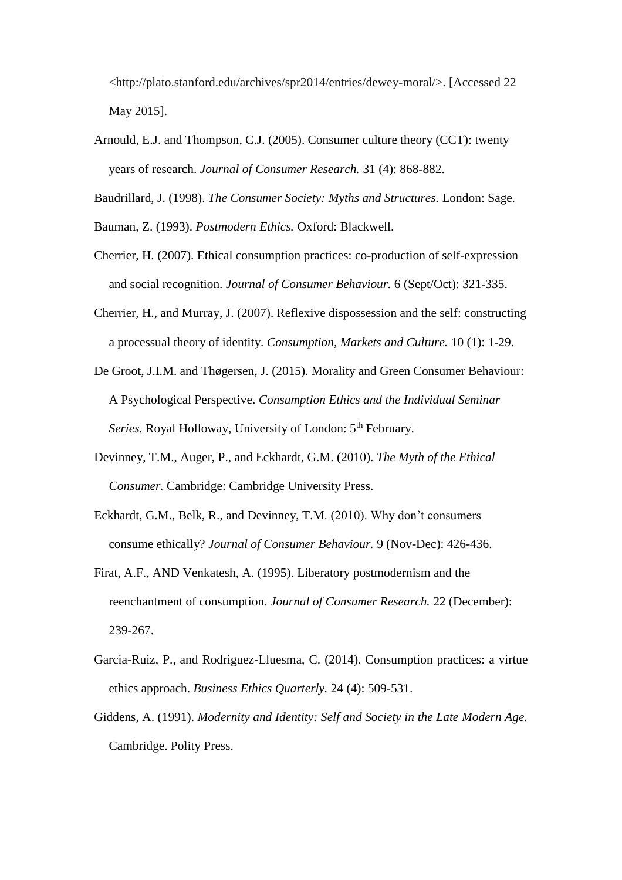<http://plato.stanford.edu/archives/spr2014/entries/dewey-moral/>. [Accessed 22 May 2015].

Arnould, E.J. and Thompson, C.J. (2005). Consumer culture theory (CCT): twenty years of research. *Journal of Consumer Research.* 31 (4): 868-882.

Baudrillard, J. (1998). *The Consumer Society: Myths and Structures.* London: Sage.

Bauman, Z. (1993). *Postmodern Ethics.* Oxford: Blackwell.

Cherrier, H. (2007). Ethical consumption practices: co-production of self-expression and social recognition. *Journal of Consumer Behaviour.* 6 (Sept/Oct): 321-335.

Cherrier, H., and Murray, J. (2007). Reflexive dispossession and the self: constructing a processual theory of identity. *Consumption, Markets and Culture.* 10 (1): 1-29.

De Groot, J.I.M. and Thøgersen, J. (2015). Morality and Green Consumer Behaviour: A Psychological Perspective. *Consumption Ethics and the Individual Seminar Series.* Royal Holloway, University of London: 5th February.

Devinney, T.M., Auger, P., and Eckhardt, G.M. (2010). *The Myth of the Ethical Consumer.* Cambridge: Cambridge University Press.

Eckhardt, G.M., Belk, R., and Devinney, T.M. (2010). Why don't consumers consume ethically? *Journal of Consumer Behaviour.* 9 (Nov-Dec): 426-436.

Firat, A.F., AND Venkatesh, A. (1995). Liberatory postmodernism and the reenchantment of consumption. *Journal of Consumer Research.* 22 (December): 239-267.

Garcia-Ruiz, P., and Rodriguez-Lluesma, C. (2014). Consumption practices: a virtue ethics approach. *Business Ethics Quarterly.* 24 (4): 509-531.

Giddens, A. (1991). *Modernity and Identity: Self and Society in the Late Modern Age.* Cambridge. Polity Press.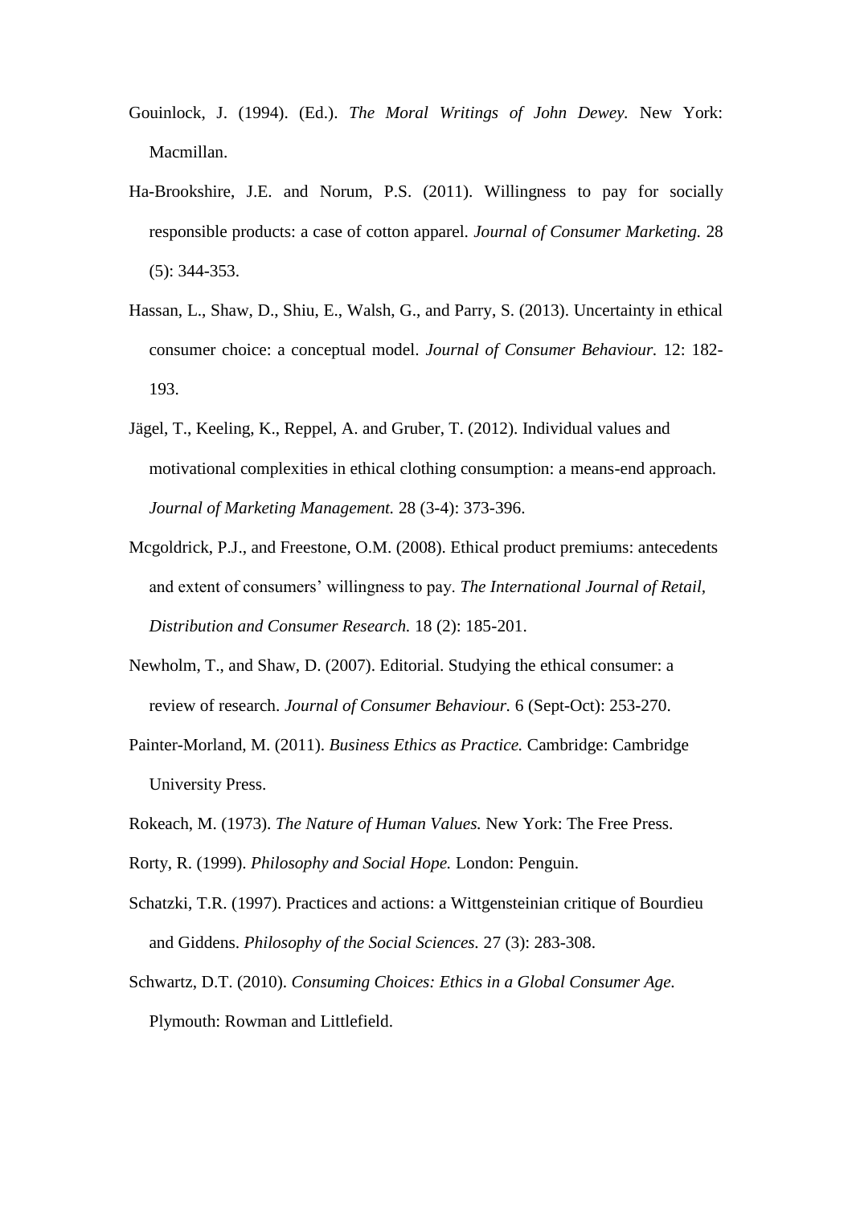Gouinlock, J. (1994). (Ed.). *The Moral Writings of John Dewey.* New York: Macmillan.

Ha-Brookshire, J.E. and Norum, P.S. (2011). Willingness to pay for socially responsible products: a case of cotton apparel. *Journal of Consumer Marketing.* 28 (5): 344-353.

Hassan, L., Shaw, D., Shiu, E., Walsh, G., and Parry, S. (2013). Uncertainty in ethical consumer choice: a conceptual model. *Journal of Consumer Behaviour.* 12: 182-193.

Jägel, T., Keeling, K., Reppel, A. and Gruber, T. (2012). Individual values and motivational complexities in ethical clothing consumption: a means-end approach. *Journal of Marketing Management.* 28 (3-4): 373-396.

Mcgoldrick, P.J., and Freestone, O.M. (2008). Ethical product premiums: antecedents and extent of consumers' willingness to pay. *The International Journal of Retail, Distribution and Consumer Research.* 18 (2): 185-201.

Newholm, T., and Shaw, D. (2007). Editorial. Studying the ethical consumer: a review of research. *Journal of Consumer Behaviour.* 6 (Sept-Oct): 253-270.

Painter-Morland, M. (2011). *Business Ethics as Practice.* Cambridge: Cambridge University Press.

Rokeach, M. (1973). *The Nature of Human Values.* New York: The Free Press.

Rorty, R. (1999). *Philosophy and Social Hope.* London: Penguin.

Schatzki, T.R. (1997). Practices and actions: a Wittgensteinian critique of Bourdieu and Giddens. *Philosophy of the Social Sciences.* 27 (3): 283-308.

Schwartz, D.T. (2010). *Consuming Choices: Ethics in a Global Consumer Age.* Plymouth: Rowman and Littlefield.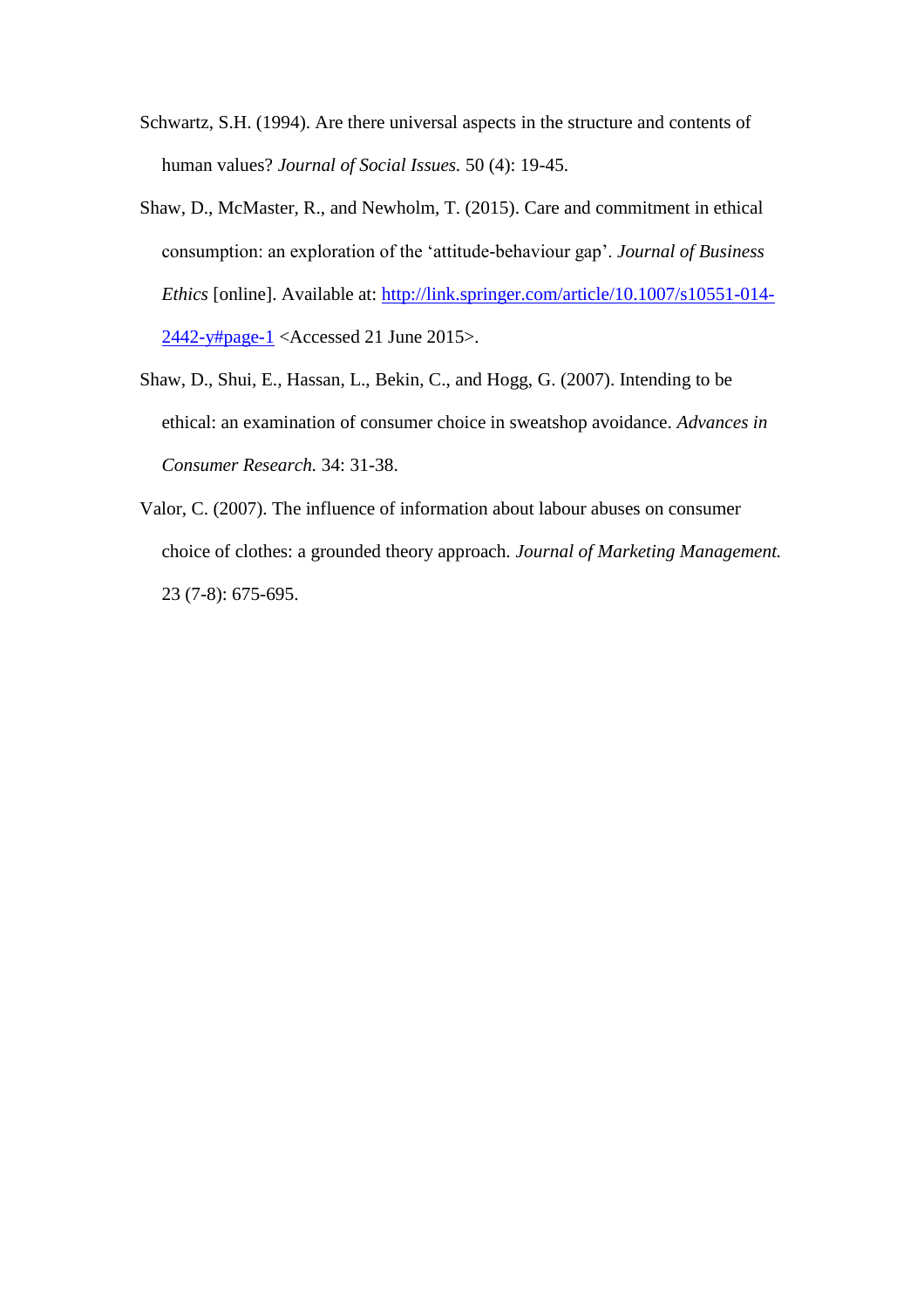Schwartz, S.H. (1994). Are there universal aspects in the structure and contents of human values? *Journal of Social Issues.* 50 (4): 19-45.

Shaw, D., McMaster, R., and Newholm, T. (2015). Care and commitment in ethical consumption: an exploration of the 'attitude-behaviour gap'. *Journal of Business Ethics* [online]. Available at: [http://link.springer.com/article/10.1007/s10551-014-2442-y#page-1](http://link.springer.com/article/10.1007/s10551-014-2442-y#page-1) <Accessed 21 June 2015>.

Shaw, D., Shui, E., Hassan, L., Bekin, C., and Hogg, G. (2007). Intending to be ethical: an examination of consumer choice in sweatshop avoidance. *Advances in Consumer Research.* 34: 31-38.

Valor, C. (2007). The influence of information about labour abuses on consumer choice of clothes: a grounded theory approach. *Journal of Marketing Management.* 23 (7-8): 675-695.